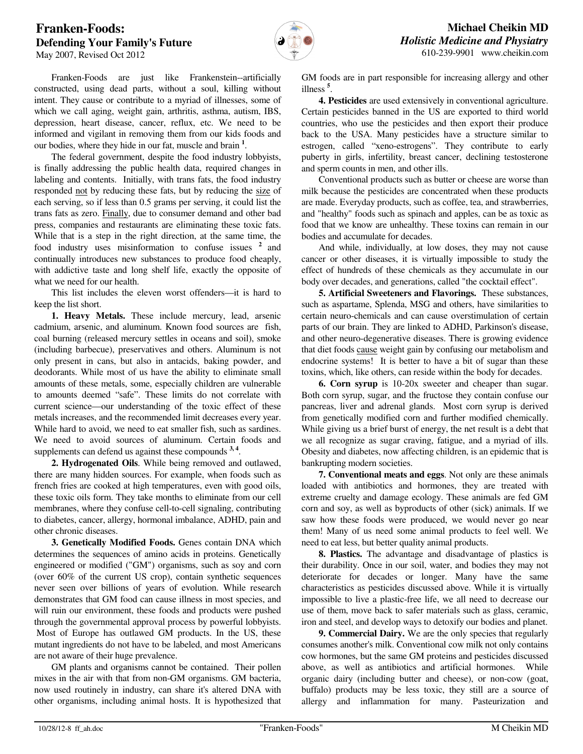# Franken-Foods:
## Defending Your Family's Future

May 2007, Revised Oct 2012

**Michael Cheikin MD**
*Holistic Medicine and Physiatry*
610-239-9901 www.cheikin.com

Franken-Foods are just like Frankenstein--artificially constructed, using dead parts, without a soul, killing without intent. They cause or contribute to a myriad of illnesses, some of which we call aging, weight gain, arthritis, asthma, autism, IBS, depression, heart disease, cancer, reflux, etc. We need to be informed and vigilant in removing them from our kids foods and our bodies, where they hide in our fat, muscle and brain [1].

The federal government, despite the food industry lobbyists, is finally addressing the public health data, required changes in labeling and contents. Initially, with trans fats, the food industry responded not by reducing these fats, but by reducing the size of each serving, so if less than 0.5 grams per serving, it could list the trans fats as zero. Finally, due to consumer demand and other bad press, companies and restaurants are eliminating these toxic fats. While that is a step in the right direction, at the same time, the food industry uses misinformation to confuse issues [2] and continually introduces new substances to produce food cheaply, with addictive taste and long shelf life, exactly the opposite of what we need for our health.

This list includes the eleven worst offenders—it is hard to keep the list short.

**1. Heavy Metals.** These include mercury, lead, arsenic cadmium, arsenic, and aluminum. Known food sources are fish, coal burning (released mercury settles in oceans and soil), smoke (including barbecue), preservatives and others. Aluminum is not only present in cans, but also in antacids, baking powder, and deodorants. While most of us have the ability to eliminate small amounts of these metals, some, especially children are vulnerable to amounts deemed "safe". These limits do not correlate with current science—our understanding of the toxic effect of these metals increases, and the recommended limit decreases every year. While hard to avoid, we need to eat smaller fish, such as sardines. We need to avoid sources of aluminum. Certain foods and supplements can defend us against these compounds [3, 4].

**2. Hydrogenated Oils**. While being removed and outlawed, there are many hidden sources. For example, when foods such as french fries are cooked at high temperatures, even with good oils, these toxic oils form. They take months to eliminate from our cell membranes, where they confuse cell-to-cell signaling, contributing to diabetes, cancer, allergy, hormonal imbalance, ADHD, pain and other chronic diseases.

**3. Genetically Modified Foods.** Genes contain DNA which determines the sequences of amino acids in proteins. Genetically engineered or modified ("GM") organisms, such as soy and corn (over 60% of the current US crop), contain synthetic sequences never seen over billions of years of evolution. While research demonstrates that GM food can cause illness in most species, and will ruin our environment, these foods and products were pushed through the governmental approval process by powerful lobbyists. Most of Europe has outlawed GM products. In the US, these mutant ingredients do not have to be labeled, and most Americans are not aware of their huge prevalence.

GM plants and organisms cannot be contained. Their pollen mixes in the air with that from non-GM organisms. GM bacteria, now used routinely in industry, can share it's altered DNA with other organisms, including animal hosts. It is hypothesized that GM foods are in part responsible for increasing allergy and other illness [5].

**4. Pesticides** are used extensively in conventional agriculture. Certain pesticides banned in the US are exported to third world countries, who use the pesticides and then export their produce back to the USA. Many pesticides have a structure similar to estrogen, called "xeno-estrogens". They contribute to early puberty in girls, infertility, breast cancer, declining testosterone and sperm counts in men, and other ills.

Conventional products such as butter or cheese are worse than milk because the pesticides are concentrated when these products are made. Everyday products, such as coffee, tea, and strawberries, and "healthy" foods such as spinach and apples, can be as toxic as food that we know are unhealthy. These toxins can remain in our bodies and accumulate for decades.

And while, individually, at low doses, they may not cause cancer or other diseases, it is virtually impossible to study the effect of hundreds of these chemicals as they accumulate in our body over decades, and generations, called "the cocktail effect".

**5. Artificial Sweeteners and Flavorings.** These substances, such as aspartame, Splenda, MSG and others, have similarities to certain neuro-chemicals and can cause overstimulation of certain parts of our brain. They are linked to ADHD, Parkinson's disease, and other neuro-degenerative diseases. There is growing evidence that diet foods cause weight gain by confusing our metabolism and endocrine systems! It is better to have a bit of sugar than these toxins, which, like others, can reside within the body for decades.

**6. Corn syrup** is 10-20x sweeter and cheaper than sugar. Both corn syrup, sugar, and the fructose they contain confuse our pancreas, liver and adrenal glands. Most corn syrup is derived from genetically modified corn and further modified chemically. While giving us a brief burst of energy, the net result is a debt that we all recognize as sugar craving, fatigue, and a myriad of ills. Obesity and diabetes, now affecting children, is an epidemic that is bankrupting modern societies.

**7. Conventional meats and eggs**. Not only are these animals loaded with antibiotics and hormones, they are treated with extreme cruelty and damage ecology. These animals are fed GM corn and soy, as well as byproducts of other (sick) animals. If we saw how these foods were produced, we would never go near them! Many of us need some animal products to feel well. We need to eat less, but better quality animal products.

**8. Plastics.** The advantage and disadvantage of plastics is their durability. Once in our soil, water, and bodies they may not deteriorate for decades or longer. Many have the same characteristics as pesticides discussed above. While it is virtually impossible to live a plastic-free life, we all need to decrease our use of them, move back to safer materials such as glass, ceramic, iron and steel, and develop ways to detoxify our bodies and planet.

**9. Commercial Dairy.** We are the only species that regularly consumes another's milk. Conventional cow milk not only contains cow hormones, but the same GM proteins and pesticides discussed above, as well as antibiotics and artificial hormones. While organic dairy (including butter and cheese), or non-cow (goat, buffalo) products may be less toxic, they still are a source of allergy and inflammation for many. Pasteurization and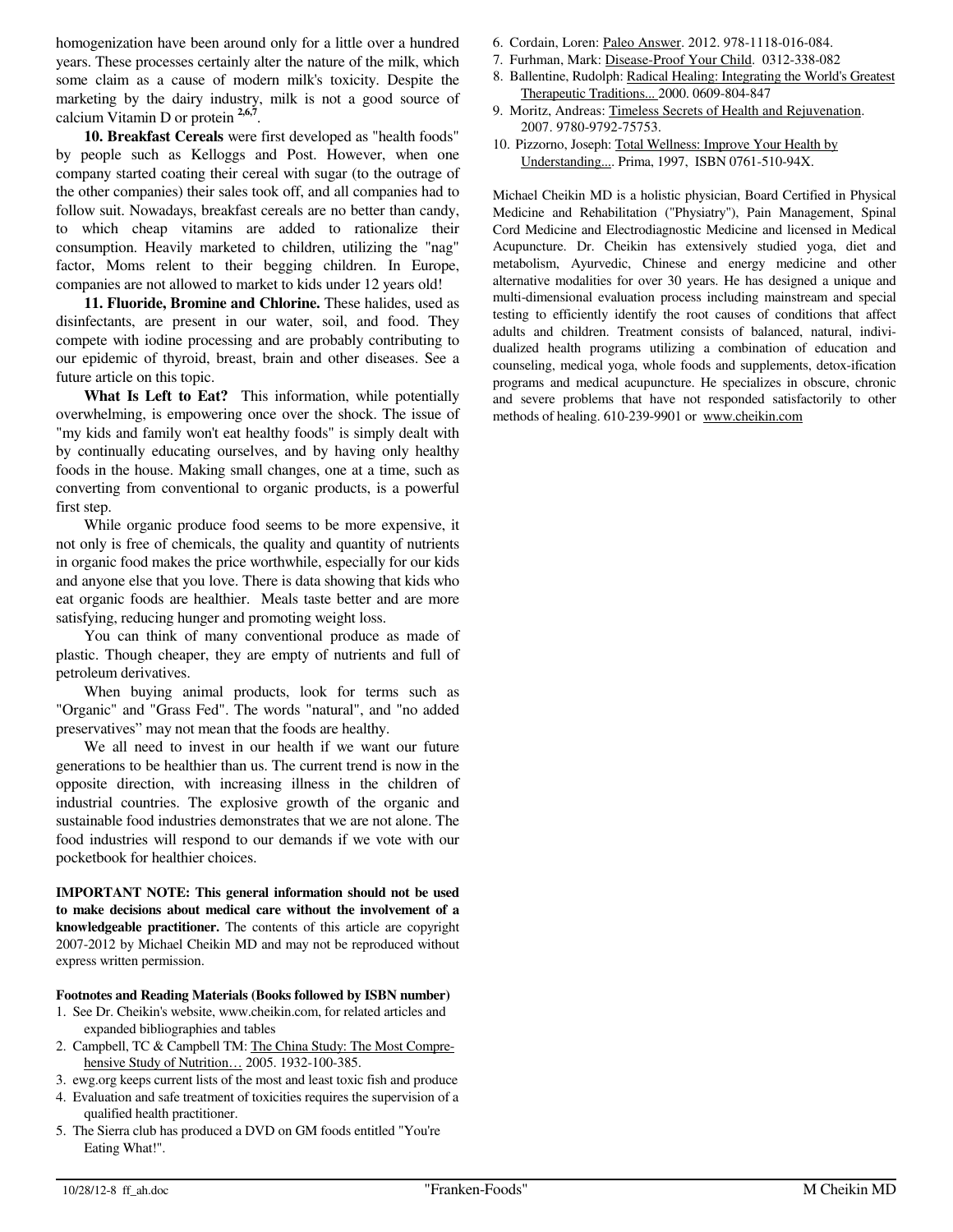homogenization have been around only for a little over a hundred years. These processes certainly alter the nature of the milk, which some claim as a cause of modern milk's toxicity. Despite the marketing by the dairy industry, milk is not a good source of calcium Vitamin D or protein [2,6,7].

**10. Breakfast Cereals** were first developed as "health foods" by people such as Kelloggs and Post. However, when one company started coating their cereal with sugar (to the outrage of the other companies) their sales took off, and all companies had to follow suit. Nowadays, breakfast cereals are no better than candy, to which cheap vitamins are added to rationalize their consumption. Heavily marketed to children, utilizing the "nag" factor, Moms relent to their begging children. In Europe, companies are not allowed to market to kids under 12 years old!

**11. Fluoride, Bromine and Chlorine.** These halides, used as disinfectants, are present in our water, soil, and food. They compete with iodine processing and are probably contributing to our epidemic of thyroid, breast, brain and other diseases. See a future article on this topic.

**What Is Left to Eat?** This information, while potentially overwhelming, is empowering once over the shock. The issue of "my kids and family won't eat healthy foods" is simply dealt with by continually educating ourselves, and by having only healthy foods in the house. Making small changes, one at a time, such as converting from conventional to organic products, is a powerful first step.

While organic produce food seems to be more expensive, it not only is free of chemicals, the quality and quantity of nutrients in organic food makes the price worthwhile, especially for our kids and anyone else that you love. There is data showing that kids who eat organic foods are healthier. Meals taste better and are more satisfying, reducing hunger and promoting weight loss.

You can think of many conventional produce as made of plastic. Though cheaper, they are empty of nutrients and full of petroleum derivatives.

When buying animal products, look for terms such as "Organic" and "Grass Fed". The words "natural", and "no added preservatives" may not mean that the foods are healthy.

We all need to invest in our health if we want our future generations to be healthier than us. The current trend is now in the opposite direction, with increasing illness in the children of industrial countries. The explosive growth of the organic and sustainable food industries demonstrates that we are not alone. The food industries will respond to our demands if we vote with our pocketbook for healthier choices.

**IMPORTANT NOTE: This general information should not be used to make decisions about medical care without the involvement of a knowledgeable practitioner.** The contents of this article are copyright 2007-2012 by Michael Cheikin MD and may not be reproduced without express written permission.

**Footnotes and Reading Materials (Books followed by ISBN number)**

1. See Dr. Cheikin's website, www.cheikin.com, for related articles and expanded bibliographies and tables
2. Campbell, TC & Campbell TM: The China Study: The Most Comprehensive Study of Nutrition… 2005. 1932-100-385.
3. ewg.org keeps current lists of the most and least toxic fish and produce
4. Evaluation and safe treatment of toxicities requires the supervision of a qualified health practitioner.
5. The Sierra club has produced a DVD on GM foods entitled "You're Eating What!".
6. Cordain, Loren: Paleo Answer. 2012. 978-1118-016-084.
7. Furhman, Mark: Disease-Proof Your Child. 0312-338-082
8. Ballentine, Rudolph: Radical Healing: Integrating the World's Greatest Therapeutic Traditions... 2000. 0609-804-847
9. Moritz, Andreas: Timeless Secrets of Health and Rejuvenation. 2007. 9780-9792-75753.
10. Pizzorno, Joseph: Total Wellness: Improve Your Health by Understanding.... Prima, 1997, ISBN 0761-510-94X.

Michael Cheikin MD is a holistic physician, Board Certified in Physical Medicine and Rehabilitation ("Physiatry"), Pain Management, Spinal Cord Medicine and Electrodiagnostic Medicine and licensed in Medical Acupuncture. Dr. Cheikin has extensively studied yoga, diet and metabolism, Ayurvedic, Chinese and energy medicine and other alternative modalities for over 30 years. He has designed a unique and multi-dimensional evaluation process including mainstream and special testing to efficiently identify the root causes of conditions that affect adults and children. Treatment consists of balanced, natural, individualized health programs utilizing a combination of education and counseling, medical yoga, whole foods and supplements, detox-ification programs and medical acupuncture. He specializes in obscure, chronic and severe problems that have not responded satisfactorily to other methods of healing. 610-239-9901 or www.cheikin.com